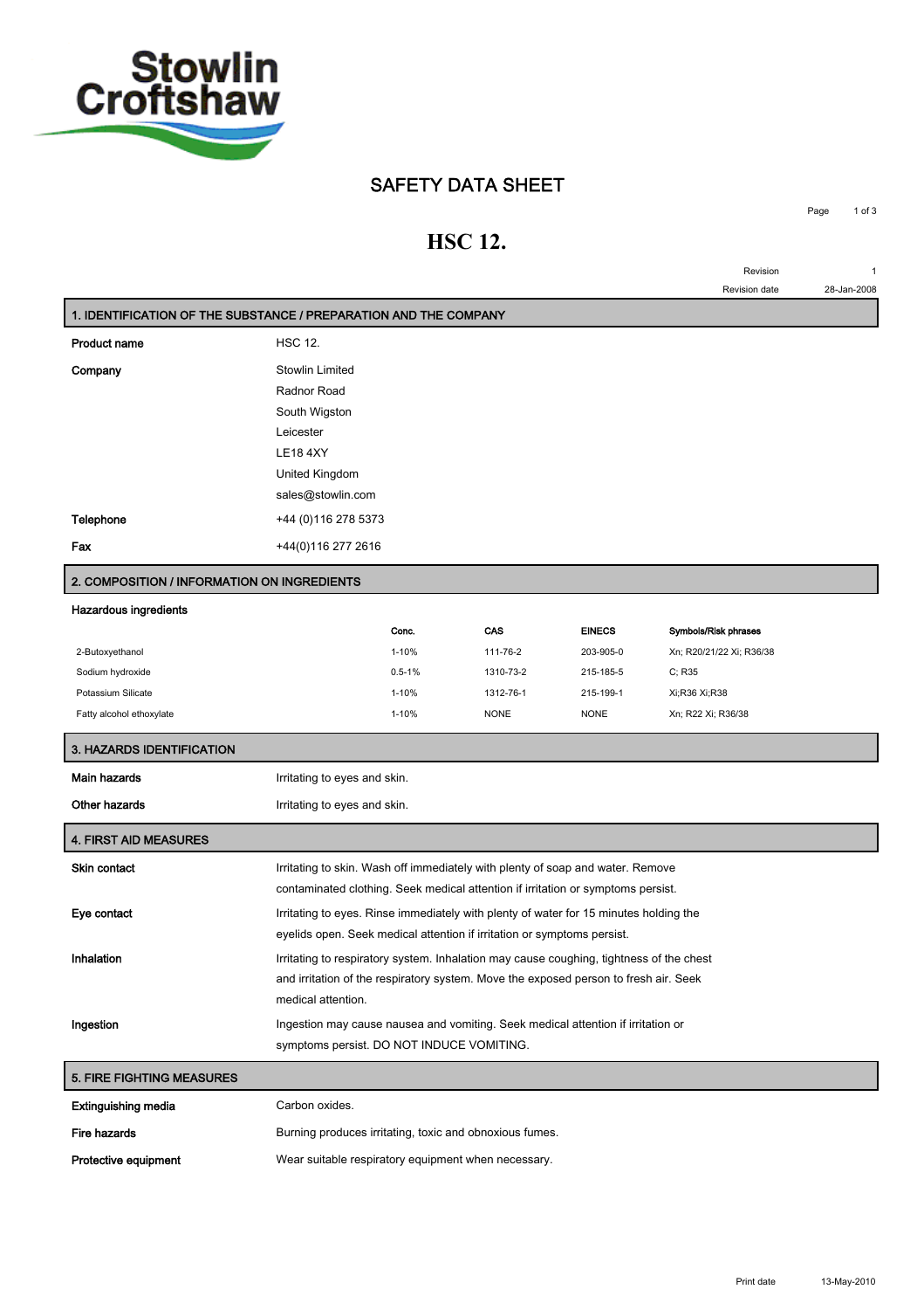Stowlin Croftshaw

# SAFETY DATA SHEET

# HSC 12.

Revision 1

Revision date 28-Jan-2008

## 1. IDENTIFICATION OF THE SUBSTANCE / PREPARATION AND THE COMPANY

**Product name** HSC 12.

**Company** Stowlin Limited
Radnor Road
South Wigston
Leicester
LE18 4XY
United Kingdom
sales@stowlin.com

**Telephone** +44 (0)116 278 5373

**Fax** +44(0)116 277 2616

## 2. COMPOSITION / INFORMATION ON INGREDIENTS

**Hazardous ingredients**

| | Conc. | CAS | EINECS | Symbols/Risk phrases |
|---|---|---|---|---|
| 2-Butoxyethanol | 1-10% | 111-76-2 | 203-905-0 | Xn; R20/21/22 Xi; R36/38 |
| Sodium hydroxide | 0.5-1% | 1310-73-2 | 215-185-5 | C; R35 |
| Potassium Silicate | 1-10% | 1312-76-1 | 215-199-1 | Xi;R36 Xi;R38 |
| Fatty alcohol ethoxylate | 1-10% | NONE | NONE | Xn; R22 Xi; R36/38 |

## 3. HAZARDS IDENTIFICATION

**Main hazards** Irritating to eyes and skin.

**Other hazards** Irritating to eyes and skin.

## 4. FIRST AID MEASURES

**Skin contact** Irritating to skin. Wash off immediately with plenty of soap and water. Remove contaminated clothing. Seek medical attention if irritation or symptoms persist.

**Eye contact** Irritating to eyes. Rinse immediately with plenty of water for 15 minutes holding the eyelids open. Seek medical attention if irritation or symptoms persist.

**Inhalation** Irritating to respiratory system. Inhalation may cause coughing, tightness of the chest and irritation of the respiratory system. Move the exposed person to fresh air. Seek medical attention.

**Ingestion** Ingestion may cause nausea and vomiting. Seek medical attention if irritation or symptoms persist. DO NOT INDUCE VOMITING.

## 5. FIRE FIGHTING MEASURES

**Extinguishing media** Carbon oxides.

**Fire hazards** Burning produces irritating, toxic and obnoxious fumes.

**Protective equipment** Wear suitable respiratory equipment when necessary.

Print date 13-May-2010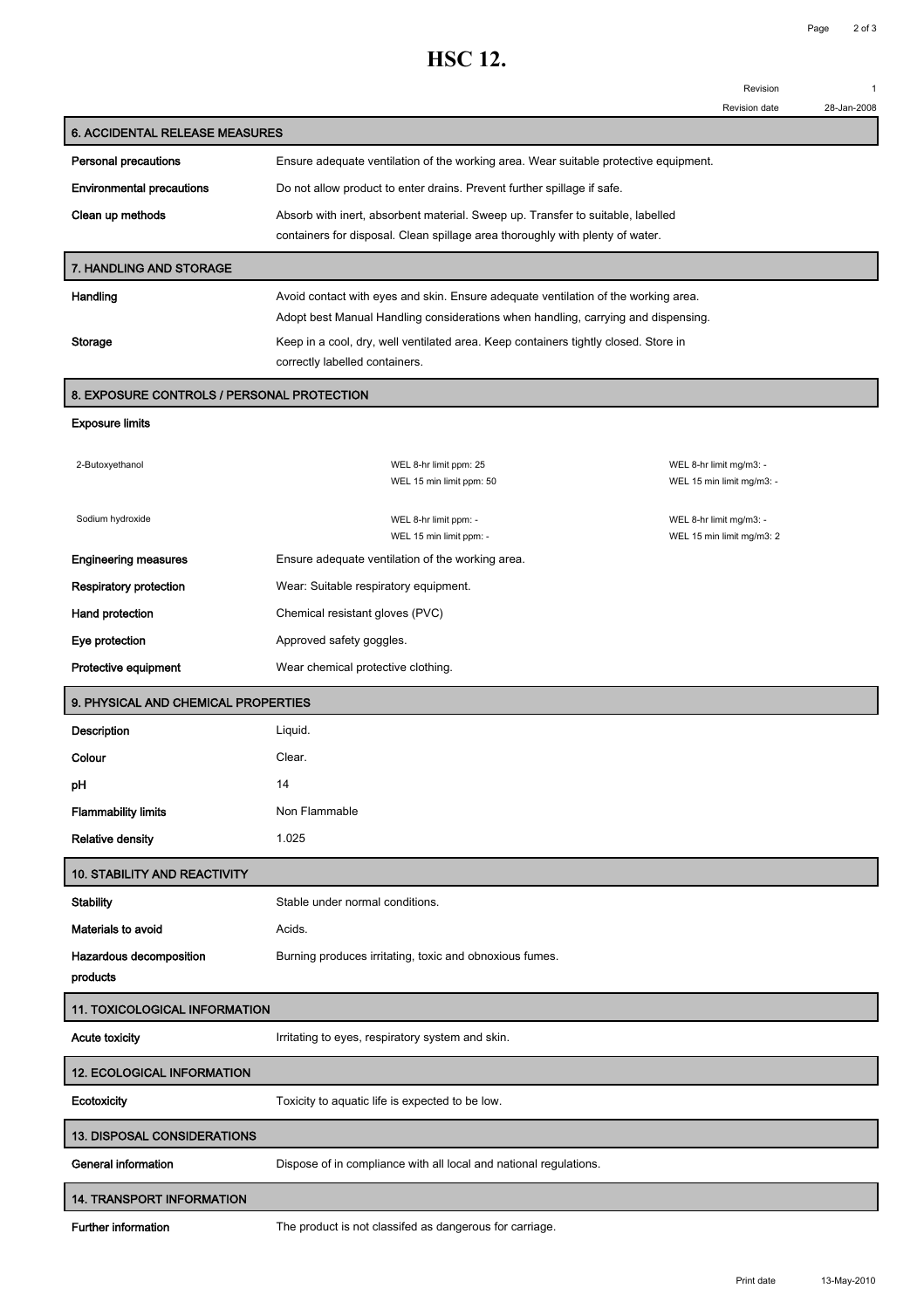# HSC 12.

Revision 1

Revision date 28-Jan-2008

## 6. ACCIDENTAL RELEASE MEASURES

| | |
|---|---|
| **Personal precautions** | Ensure adequate ventilation of the working area. Wear suitable protective equipment. |
| **Environmental precautions** | Do not allow product to enter drains. Prevent further spillage if safe. |
| **Clean up methods** | Absorb with inert, absorbent material. Sweep up. Transfer to suitable, labelled containers for disposal. Clean spillage area thoroughly with plenty of water. |

## 7. HANDLING AND STORAGE

| | |
|---|---|
| **Handling** | Avoid contact with eyes and skin. Ensure adequate ventilation of the working area. Adopt best Manual Handling considerations when handling, carrying and dispensing. |
| **Storage** | Keep in a cool, dry, well ventilated area. Keep containers tightly closed. Store in correctly labelled containers. |

## 8. EXPOSURE CONTROLS / PERSONAL PROTECTION

**Exposure limits**

| | | |
|---|---|---|
| 2-Butoxyethanol | WEL 8-hr limit ppm: 25<br>WEL 15 min limit ppm: 50 | WEL 8-hr limit mg/m3: -<br>WEL 15 min limit mg/m3: - |
| Sodium hydroxide | WEL 8-hr limit ppm: -<br>WEL 15 min limit ppm: - | WEL 8-hr limit mg/m3: -<br>WEL 15 min limit mg/m3: 2 |

| | |
|---|---|
| **Engineering measures** | Ensure adequate ventilation of the working area. |
| **Respiratory protection** | Wear: Suitable respiratory equipment. |
| **Hand protection** | Chemical resistant gloves (PVC) |
| **Eye protection** | Approved safety goggles. |
| **Protective equipment** | Wear chemical protective clothing. |

## 9. PHYSICAL AND CHEMICAL PROPERTIES

| | |
|---|---|
| **Description** | Liquid. |
| **Colour** | Clear. |
| **pH** | 14 |
| **Flammability limits** | Non Flammable |
| **Relative density** | 1.025 |

## 10. STABILITY AND REACTIVITY

| | |
|---|---|
| **Stability** | Stable under normal conditions. |
| **Materials to avoid** | Acids. |
| **Hazardous decomposition products** | Burning produces irritating, toxic and obnoxious fumes. |

## 11. TOXICOLOGICAL INFORMATION

| | |
|---|---|
| **Acute toxicity** | Irritating to eyes, respiratory system and skin. |

## 12. ECOLOGICAL INFORMATION

| | |
|---|---|
| **Ecotoxicity** | Toxicity to aquatic life is expected to be low. |

## 13. DISPOSAL CONSIDERATIONS

| | |
|---|---|
| **General information** | Dispose of in compliance with all local and national regulations. |

## 14. TRANSPORT INFORMATION

| | |
|---|---|
| **Further information** | The product is not classifed as dangerous for carriage. |

Print date 13-May-2010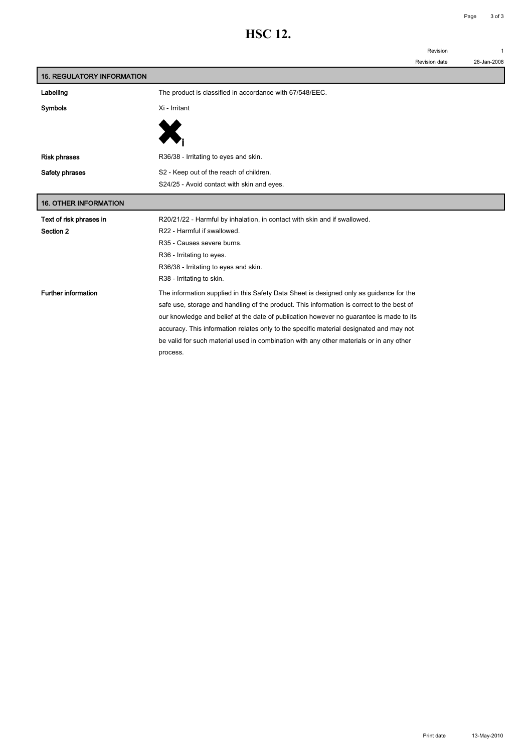# HSC 12.

Revision 1

Revision date 28-Jan-2008

## 15. REGULATORY INFORMATION

**Labelling** The product is classified in accordance with 67/548/EEC.

**Symbols** Xi - Irritant

**Risk phrases** R36/38 - Irritating to eyes and skin.

**Safety phrases** S2 - Keep out of the reach of children.

S24/25 - Avoid contact with skin and eyes.

## 16. OTHER INFORMATION

**Text of risk phrases in Section 2**

R20/21/22 - Harmful by inhalation, in contact with skin and if swallowed.

R22 - Harmful if swallowed.

R35 - Causes severe burns.

R36 - Irritating to eyes.

R36/38 - Irritating to eyes and skin.

R38 - Irritating to skin.

**Further information** The information supplied in this Safety Data Sheet is designed only as guidance for the safe use, storage and handling of the product. This information is correct to the best of our knowledge and belief at the date of publication however no guarantee is made to its accuracy. This information relates only to the specific material designated and may not be valid for such material used in combination with any other materials or in any other process.

Print date 13-May-2010